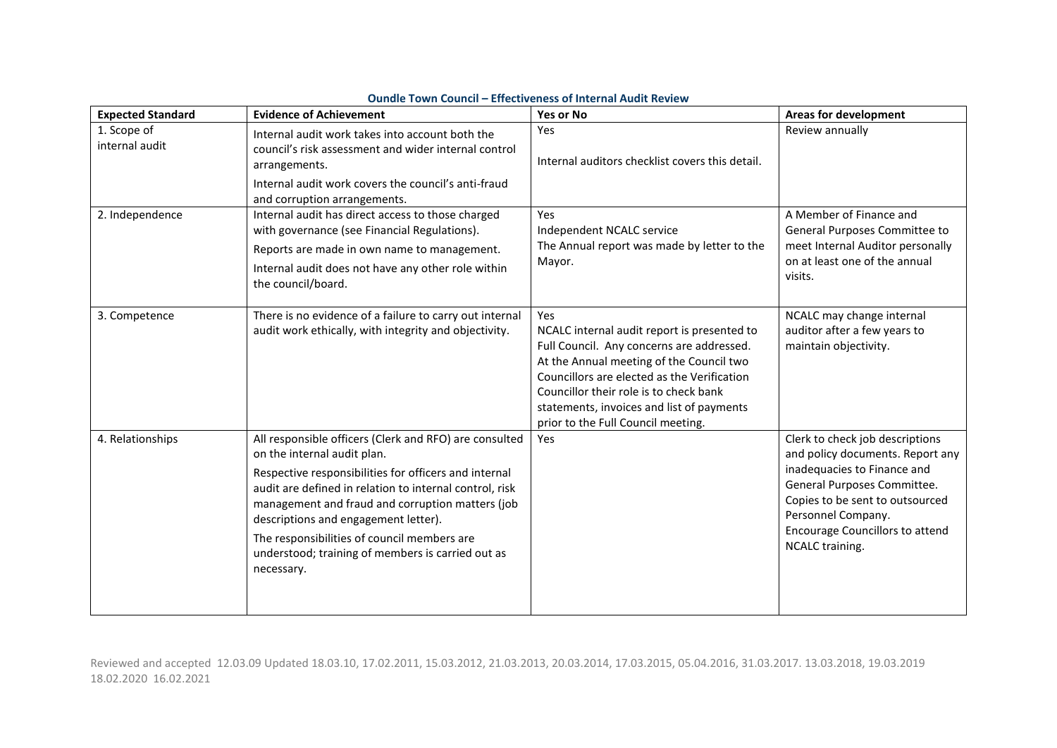**Oundle Town Council – Effectiveness of Internal Audit Review**

| Expected Standard | Evidence of Achievement | Yes or No | Areas for development |
|---|---|---|---|
| 1. Scope of internal audit | Internal audit work takes into account both the council's risk assessment and wider internal control arrangements.<br>Internal audit work covers the council's anti-fraud and corruption arrangements. | Yes<br><br>Internal auditors checklist covers this detail. | Review annually |
| 2. Independence | Internal audit has direct access to those charged with governance (see Financial Regulations).<br>Reports are made in own name to management.<br>Internal audit does not have any other role within the council/board. | Yes<br>Independent NCALC service<br>The Annual report was made by letter to the Mayor. | A Member of Finance and General Purposes Committee to meet Internal Auditor personally on at least one of the annual visits. |
| 3. Competence | There is no evidence of a failure to carry out internal audit work ethically, with integrity and objectivity. | Yes<br>NCALC internal audit report is presented to Full Council. Any concerns are addressed. At the Annual meeting of the Council two Councillors are elected as the Verification Councillor their role is to check bank statements, invoices and list of payments prior to the Full Council meeting. | NCALC may change internal auditor after a few years to maintain objectivity. |
| 4. Relationships | All responsible officers (Clerk and RFO) are consulted on the internal audit plan.<br>Respective responsibilities for officers and internal audit are defined in relation to internal control, risk management and fraud and corruption matters (job descriptions and engagement letter).<br>The responsibilities of council members are understood; training of members is carried out as necessary. | Yes | Clerk to check job descriptions and policy documents. Report any inadequacies to Finance and General Purposes Committee. Copies to be sent to outsourced Personnel Company.<br>Encourage Councillors to attend NCALC training. |

Reviewed and accepted 12.03.09 Updated 18.03.10, 17.02.2011, 15.03.2012, 21.03.2013, 20.03.2014, 17.03.2015, 05.04.2016, 31.03.2017. 13.03.2018, 19.03.2019 18.02.2020 16.02.2021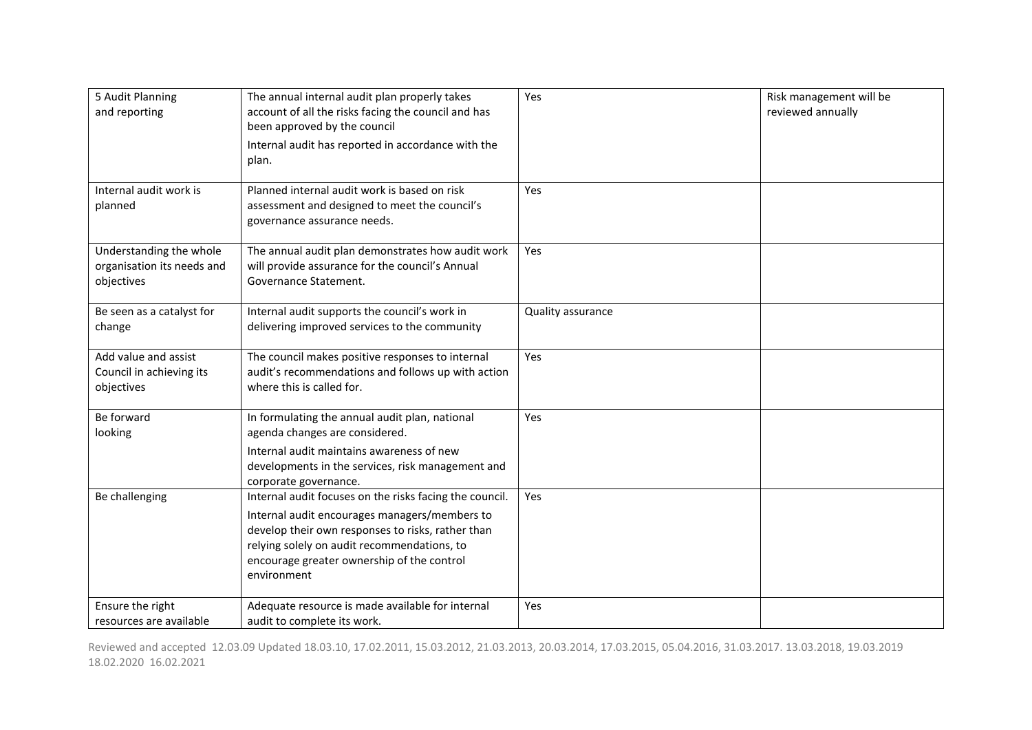| 5 Audit Planning and reporting | The annual internal audit plan properly takes account of all the risks facing the council and has been approved by the council<br><br>Internal audit has reported in accordance with the plan. | Yes | Risk management will be reviewed annually |
|---|---|---|---|
| Internal audit work is planned | Planned internal audit work is based on risk assessment and designed to meet the council's governance assurance needs. | Yes | |
| Understanding the whole organisation its needs and objectives | The annual audit plan demonstrates how audit work will provide assurance for the council's Annual Governance Statement. | Yes | |
| Be seen as a catalyst for change | Internal audit supports the council's work in delivering improved services to the community | Quality assurance | |
| Add value and assist Council in achieving its objectives | The council makes positive responses to internal audit's recommendations and follows up with action where this is called for. | Yes | |
| Be forward looking | In formulating the annual audit plan, national agenda changes are considered.<br><br>Internal audit maintains awareness of new developments in the services, risk management and corporate governance. | Yes | |
| Be challenging | Internal audit focuses on the risks facing the council.<br><br>Internal audit encourages managers/members to develop their own responses to risks, rather than relying solely on audit recommendations, to encourage greater ownership of the control environment | Yes | |
| Ensure the right resources are available | Adequate resource is made available for internal audit to complete its work. | Yes | |

Reviewed and accepted 12.03.09 Updated 18.03.10, 17.02.2011, 15.03.2012, 21.03.2013, 20.03.2014, 17.03.2015, 05.04.2016, 31.03.2017. 13.03.2018, 19.03.2019 18.02.2020 16.02.2021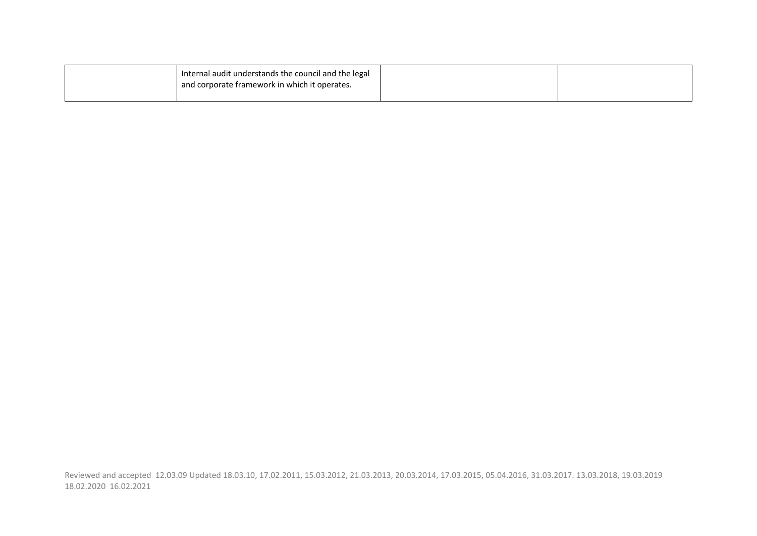| | | | |
|---|---|---|---|
| | Internal audit understands the council and the legal and corporate framework in which it operates. | | |